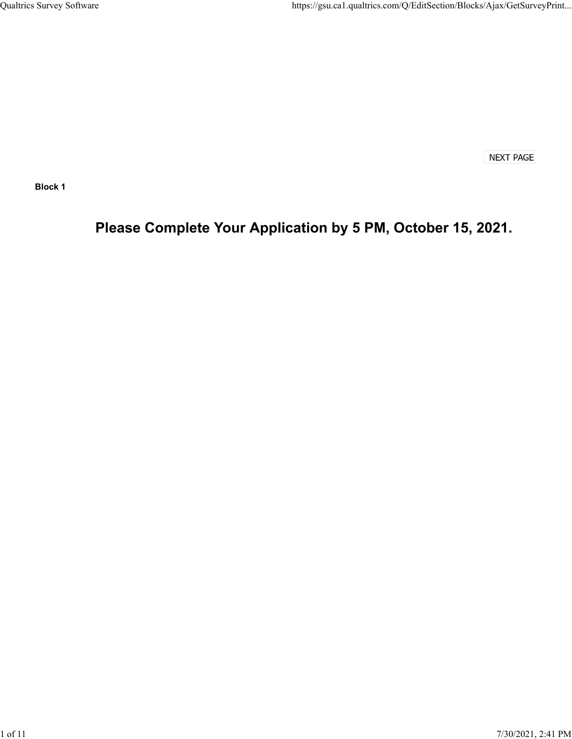NEXT PAGE

**Block 1**

# Please Complete Your Application by 5 PM, October 15, 2021.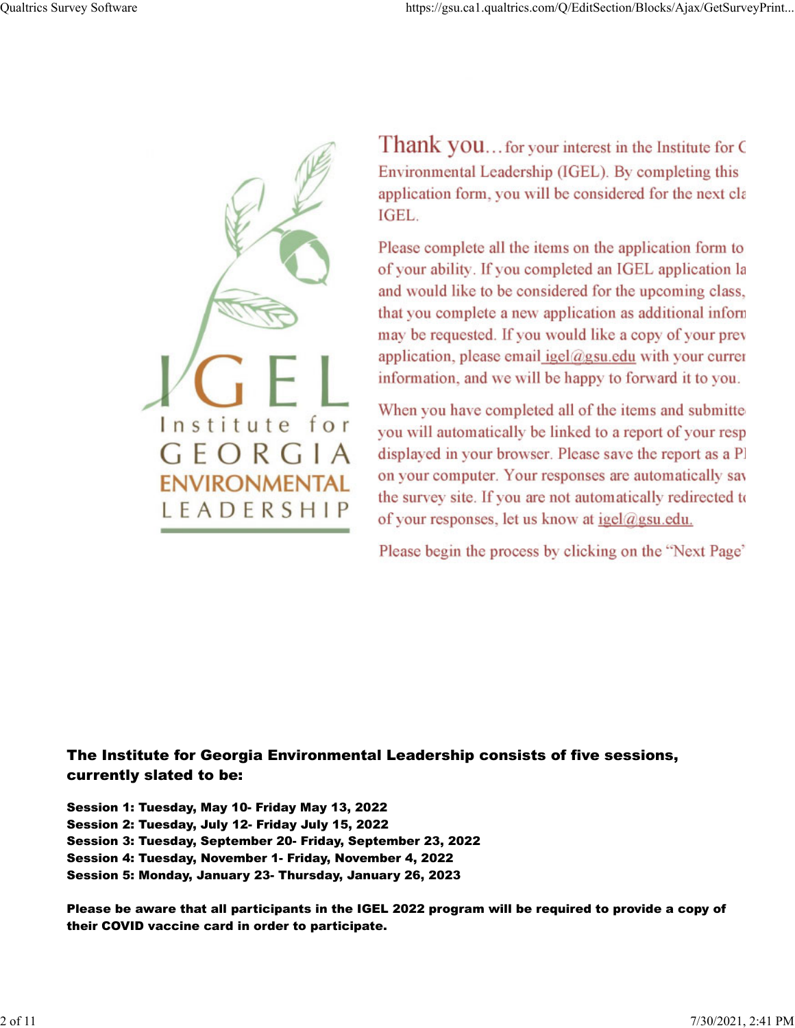Institute for GEORGIA ENVIRONMENTAL LEADERSHIP

Thank you... for your interest in the Institute for C Environmental Leadership (IGEL). By completing this application form, you will be considered for the next cla IGEL.

Please complete all the items on the application form to of your ability. If you completed an IGEL application la and would like to be considered for the upcoming class, that you complete a new application as additional inforn may be requested. If you would like a copy of your prev application, please email igel@gsu.edu with your curre information, and we will be happy to forward it to you.

When you have completed all of the items and submitte you will automatically be linked to a report of your resp displayed in your browser. Please save the report as a P on your computer. Your responses are automatically sav the survey site. If you are not automatically redirected t of your responses, let us know at igel@gsu.edu.

Please begin the process by clicking on the "Next Page"

**The Institute for Georgia Environmental Leadership consists of five sessions, currently slated to be:**

**Session 1: Tuesday, May 10- Friday May 13, 2022**
**Session 2: Tuesday, July 12- Friday July 15, 2022**
**Session 3: Tuesday, September 20- Friday, September 23, 2022**
**Session 4: Tuesday, November 1- Friday, November 4, 2022**
**Session 5: Monday, January 23- Thursday, January 26, 2023**

**Please be aware that all participants in the IGEL 2022 program will be required to provide a copy of their COVID vaccine card in order to participate.**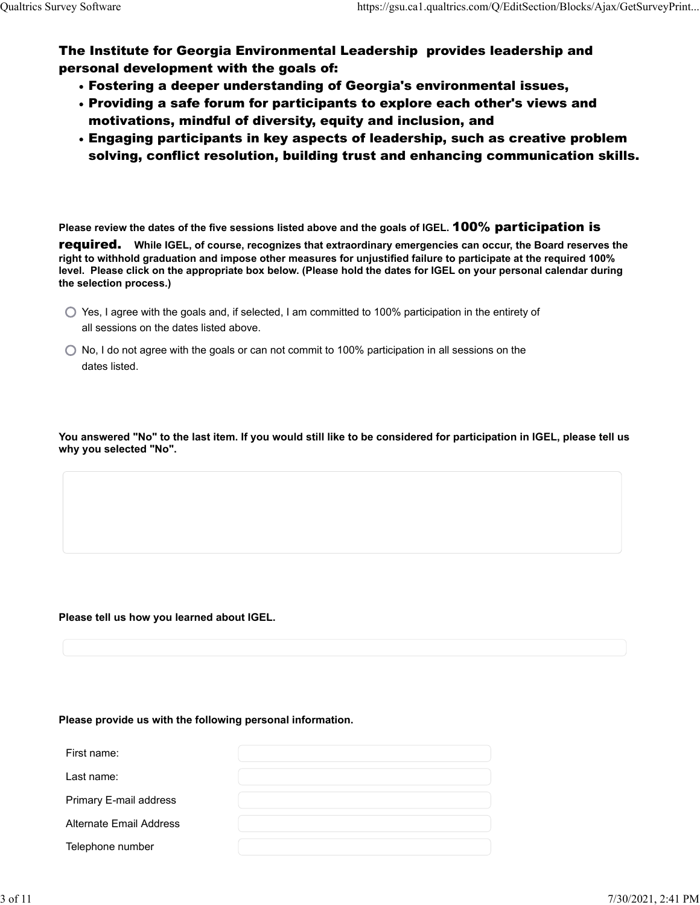## The Institute for Georgia Environmental Leadership provides leadership and personal development with the goals of:

- **Fostering a deeper understanding of Georgia's environmental issues,**
- **Providing a safe forum for participants to explore each other's views and motivations, mindful of diversity, equity and inclusion, and**
- **Engaging participants in key aspects of leadership, such as creative problem solving, conflict resolution, building trust and enhancing communication skills.**

**Please review the dates of the five sessions listed above and the goals of IGEL. 100% participation is required. While IGEL, of course, recognizes that extraordinary emergencies can occur, the Board reserves the right to withhold graduation and impose other measures for unjustified failure to participate at the required 100% level. Please click on the appropriate box below. (Please hold the dates for IGEL on your personal calendar during the selection process.)**

- ○ Yes, I agree with the goals and, if selected, I am committed to 100% participation in the entirety of all sessions on the dates listed above.
- ○ No, I do not agree with the goals or can not commit to 100% participation in all sessions on the dates listed.

**You answered "No" to the last item. If you would still like to be considered for participation in IGEL, please tell us why you selected "No".**

**Please tell us how you learned about IGEL.**

**Please provide us with the following personal information.**

| | |
|---|---|
| First name: | |
| Last name: | |
| Primary E-mail address | |
| Alternate Email Address | |
| Telephone number | |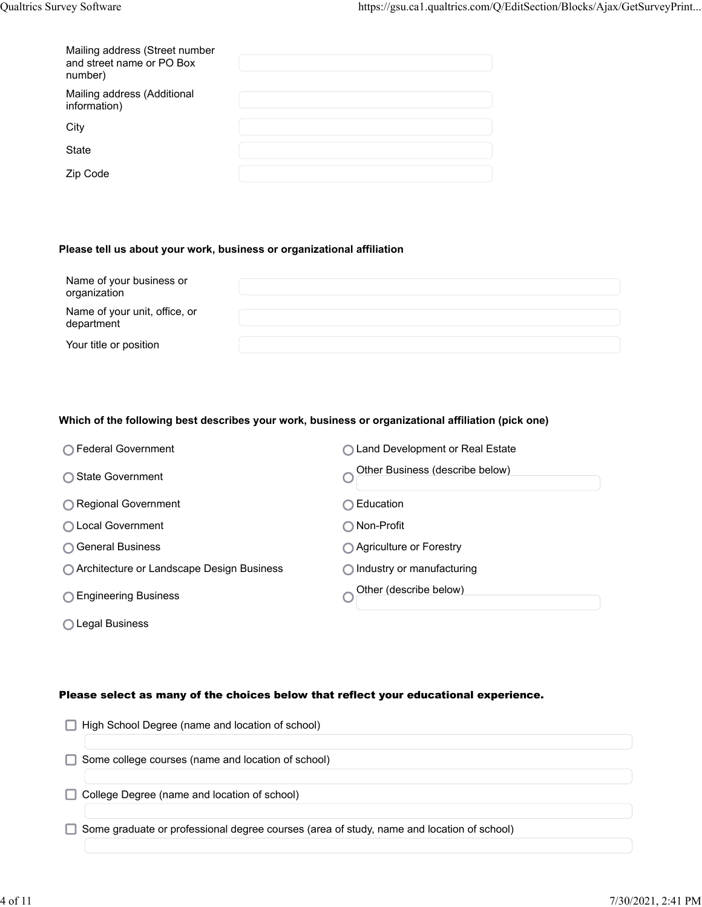Mailing address (Street number and street name or PO Box number)

Mailing address (Additional information)

City

State

Zip Code

**Please tell us about your work, business or organizational affiliation**

Name of your business or organization

Name of your unit, office, or department

Your title or position

**Which of the following best describes your work, business or organizational affiliation (pick one)**

- ◯ Federal Government
- ◯ State Government
- ◯ Regional Government
- ◯ Local Government
- ◯ General Business
- ◯ Architecture or Landscape Design Business
- ◯ Engineering Business
- ◯ Legal Business
- ◯ Land Development or Real Estate
- ◯ Other Business (describe below)
- ◯ Education
- ◯ Non-Profit
- ◯ Agriculture or Forestry
- ◯ Industry or manufacturing
- ◯ Other (describe below)

**Please select as many of the choices below that reflect your educational experience.**

- ☐ High School Degree (name and location of school)
- ☐ Some college courses (name and location of school)
- ☐ College Degree (name and location of school)
- ☐ Some graduate or professional degree courses (area of study, name and location of school)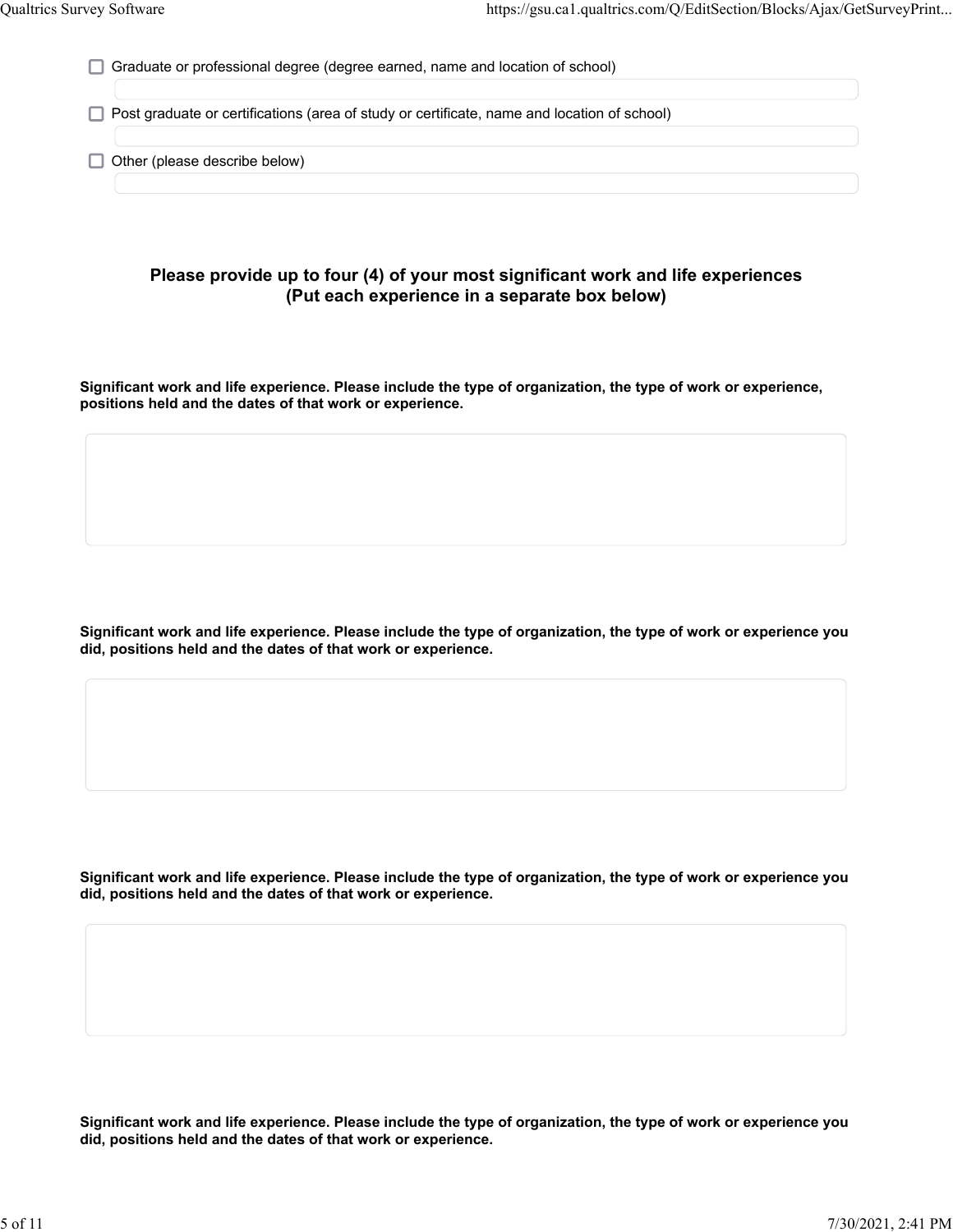- [ ] Graduate or professional degree (degree earned, name and location of school)

- [ ] Post graduate or certifications (area of study or certificate, name and location of school)

- [ ] Other (please describe below)

### Please provide up to four (4) of your most significant work and life experiences (Put each experience in a separate box below)

**Significant work and life experience. Please include the type of organization, the type of work or experience, positions held and the dates of that work or experience.**

**Significant work and life experience. Please include the type of organization, the type of work or experience you did, positions held and the dates of that work or experience.**

**Significant work and life experience. Please include the type of organization, the type of work or experience you did, positions held and the dates of that work or experience.**

**Significant work and life experience. Please include the type of organization, the type of work or experience you did, positions held and the dates of that work or experience.**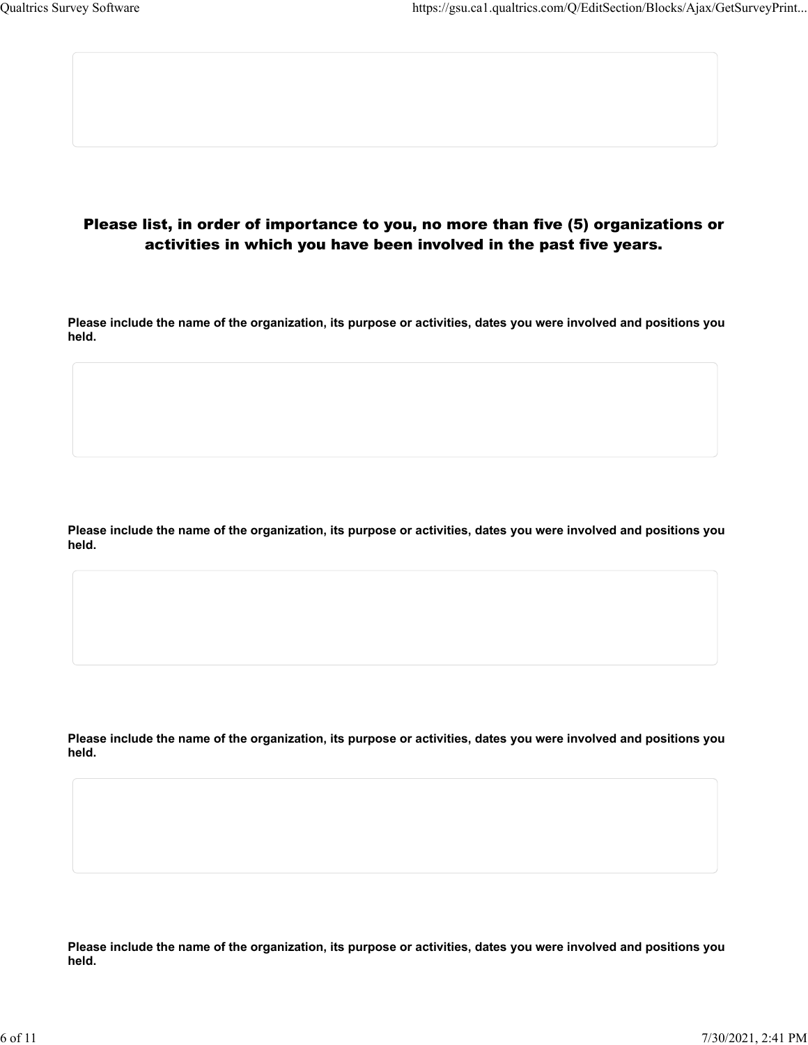## Please list, in order of importance to you, no more than five (5) organizations or activities in which you have been involved in the past five years.

**Please include the name of the organization, its purpose or activities, dates you were involved and positions you held.**

**Please include the name of the organization, its purpose or activities, dates you were involved and positions you held.**

**Please include the name of the organization, its purpose or activities, dates you were involved and positions you held.**

**Please include the name of the organization, its purpose or activities, dates you were involved and positions you held.**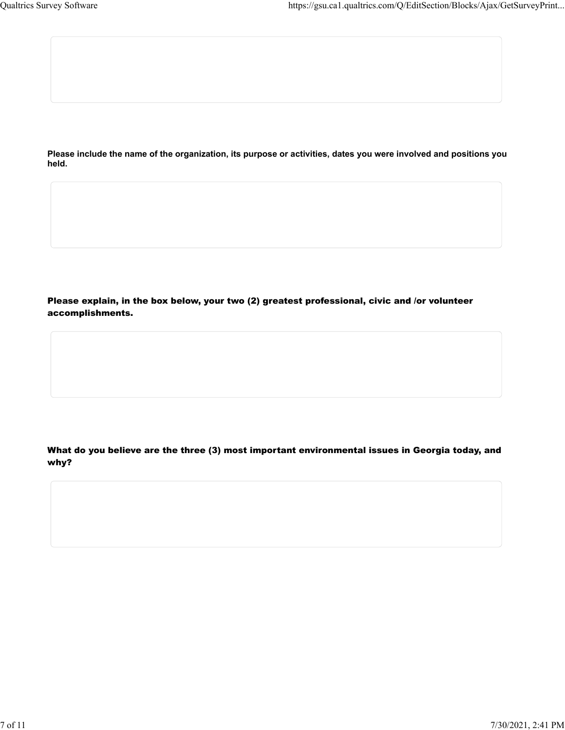**Please include the name of the organization, its purpose or activities, dates you were involved and positions you held.**

**Please explain, in the box below, your two (2) greatest professional, civic and /or volunteer accomplishments.**

**What do you believe are the three (3) most important environmental issues in Georgia today, and why?**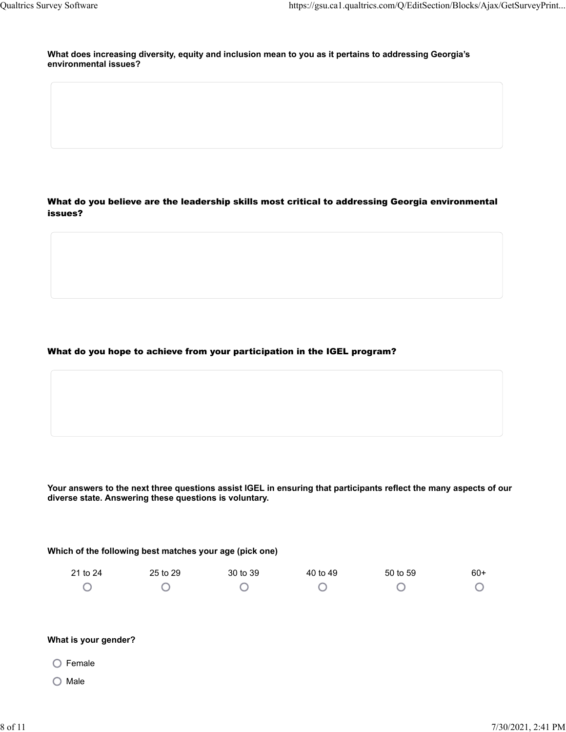**What does increasing diversity, equity and inclusion mean to you as it pertains to addressing Georgia's environmental issues?**

**What do you believe are the leadership skills most critical to addressing Georgia environmental issues?**

**What do you hope to achieve from your participation in the IGEL program?**

**Your answers to the next three questions assist IGEL in ensuring that participants reflect the many aspects of our diverse state. Answering these questions is voluntary.**

**Which of the following best matches your age (pick one)**

| 21 to 24 | 25 to 29 | 30 to 39 | 40 to 49 | 50 to 59 | 60+ |
|---|---|---|---|---|---|
| ○ | ○ | ○ | ○ | ○ | ○ |

**What is your gender?**

- ○ Female
- ○ Male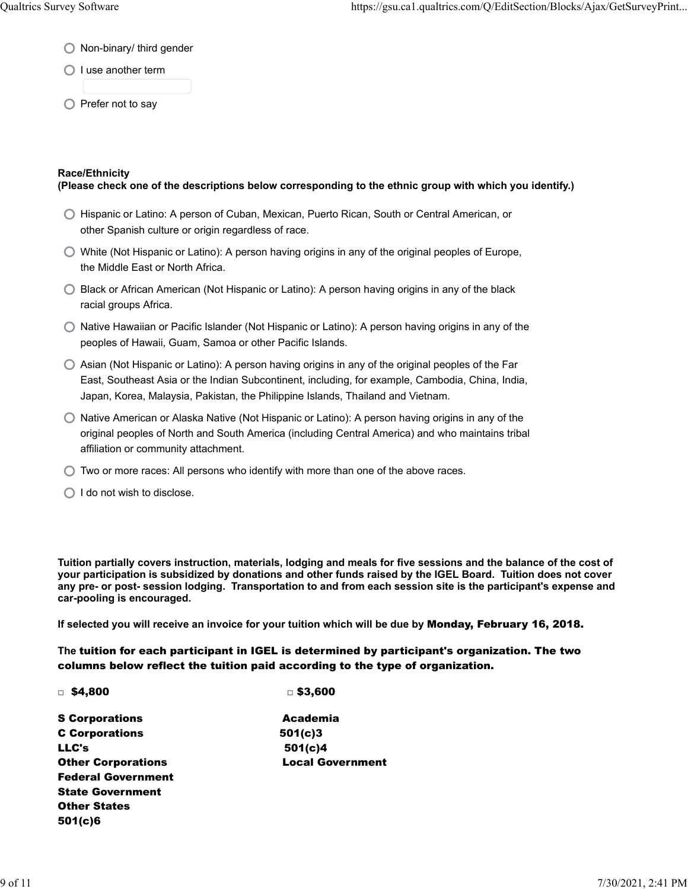- ○ Non-binary/ third gender
- ○ I use another term
- ○ Prefer not to say

**Race/Ethnicity**
**(Please check one of the descriptions below corresponding to the ethnic group with which you identify.)**

- ○ Hispanic or Latino: A person of Cuban, Mexican, Puerto Rican, South or Central American, or other Spanish culture or origin regardless of race.
- ○ White (Not Hispanic or Latino): A person having origins in any of the original peoples of Europe, the Middle East or North Africa.
- ○ Black or African American (Not Hispanic or Latino): A person having origins in any of the black racial groups Africa.
- ○ Native Hawaiian or Pacific Islander (Not Hispanic or Latino): A person having origins in any of the peoples of Hawaii, Guam, Samoa or other Pacific Islands.
- ○ Asian (Not Hispanic or Latino): A person having origins in any of the original peoples of the Far East, Southeast Asia or the Indian Subcontinent, including, for example, Cambodia, China, India, Japan, Korea, Malaysia, Pakistan, the Philippine Islands, Thailand and Vietnam.
- ○ Native American or Alaska Native (Not Hispanic or Latino): A person having origins in any of the original peoples of North and South America (including Central America) and who maintains tribal affiliation or community attachment.
- ○ Two or more races: All persons who identify with more than one of the above races.
- ○ I do not wish to disclose.

**Tuition partially covers instruction, materials, lodging and meals for five sessions and the balance of the cost of your participation is subsidized by donations and other funds raised by the IGEL Board. Tuition does not cover any pre- or post- session lodging. Transportation to and from each session site is the participant's expense and car-pooling is encouraged.**

**If selected you will receive an invoice for your tuition which will be due by Monday, February 16, 2018.**

**The tuition for each participant in IGEL is determined by participant's organization. The two columns below reflect the tuition paid according to the type of organization.**

| □ $4,800 | □ $3,600 |
|---|---|
| **S Corporations** | **Academia** |
| **C Corporations** | **501(c)3** |
| **LLC's** | **501(c)4** |
| **Other Corporations** | **Local Government** |
| **Federal Government** | |
| **State Government** | |
| **Other States** | |
| **501(c)6** | |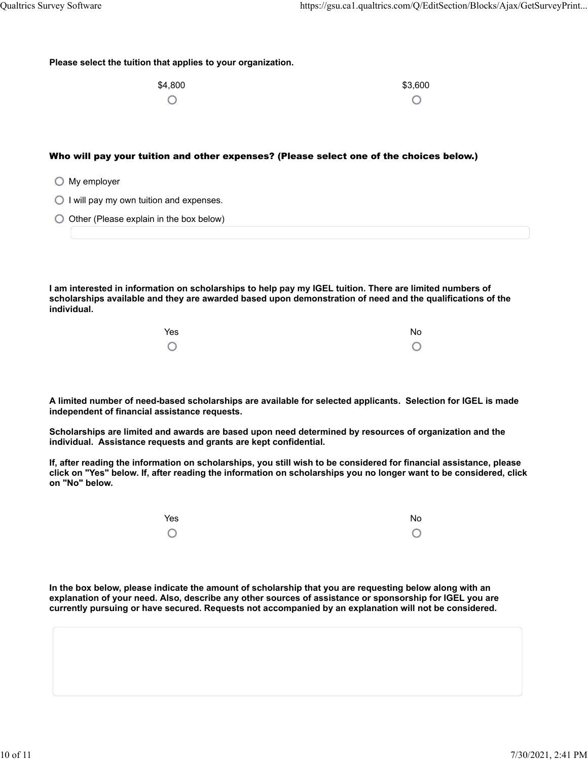**Please select the tuition that applies to your organization.**

| $4,800 | $3,600 |
| --- | --- |
| ○ | ○ |

**Who will pay your tuition and other expenses? (Please select one of the choices below.)**

- ○ My employer
- ○ I will pay my own tuition and expenses.
- ○ Other (Please explain in the box below)

**I am interested in information on scholarships to help pay my IGEL tuition. There are limited numbers of scholarships available and they are awarded based upon demonstration of need and the qualifications of the individual.**

| Yes | No |
| --- | --- |
| ○ | ○ |

**A limited number of need-based scholarships are available for selected applicants. Selection for IGEL is made independent of financial assistance requests.**

**Scholarships are limited and awards are based upon need determined by resources of organization and the individual. Assistance requests and grants are kept confidential.**

**If, after reading the information on scholarships, you still wish to be considered for financial assistance, please click on "Yes" below. If, after reading the information on scholarships you no longer want to be considered, click on "No" below.**

| Yes | No |
| --- | --- |
| ○ | ○ |

**In the box below, please indicate the amount of scholarship that you are requesting below along with an explanation of your need. Also, describe any other sources of assistance or sponsorship for IGEL you are currently pursuing or have secured. Requests not accompanied by an explanation will not be considered.**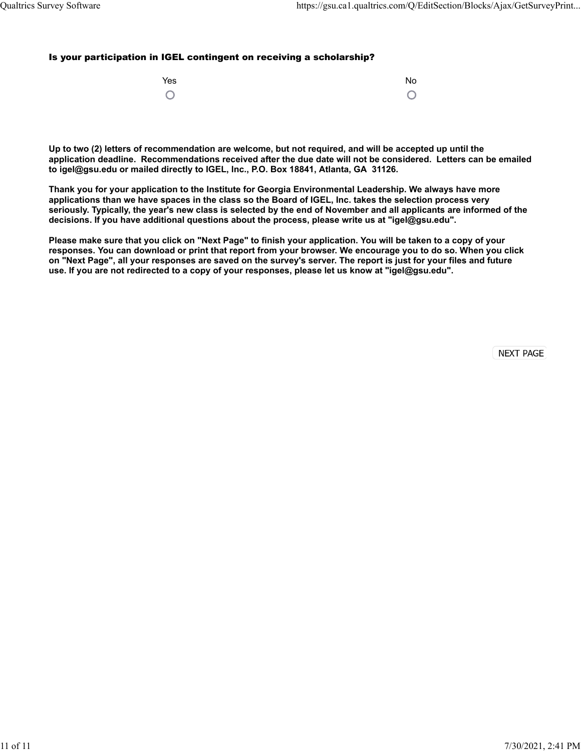**Is your participation in IGEL contingent on receiving a scholarship?**

| Yes | No |
| --- | --- |
| ○ | ○ |

**Up to two (2) letters of recommendation are welcome, but not required, and will be accepted up until the application deadline. Recommendations received after the due date will not be considered. Letters can be emailed to igel@gsu.edu or mailed directly to IGEL, Inc., P.O. Box 18841, Atlanta, GA 31126.**

**Thank you for your application to the Institute for Georgia Environmental Leadership. We always have more applications than we have spaces in the class so the Board of IGEL, Inc. takes the selection process very seriously. Typically, the year's new class is selected by the end of November and all applicants are informed of the decisions. If you have additional questions about the process, please write us at "igel@gsu.edu".**

**Please make sure that you click on "Next Page" to finish your application. You will be taken to a copy of your responses. You can download or print that report from your browser. We encourage you to do so. When you click on "Next Page", all your responses are saved on the survey's server. The report is just for your files and future use. If you are not redirected to a copy of your responses, please let us know at "igel@gsu.edu".**

NEXT PAGE